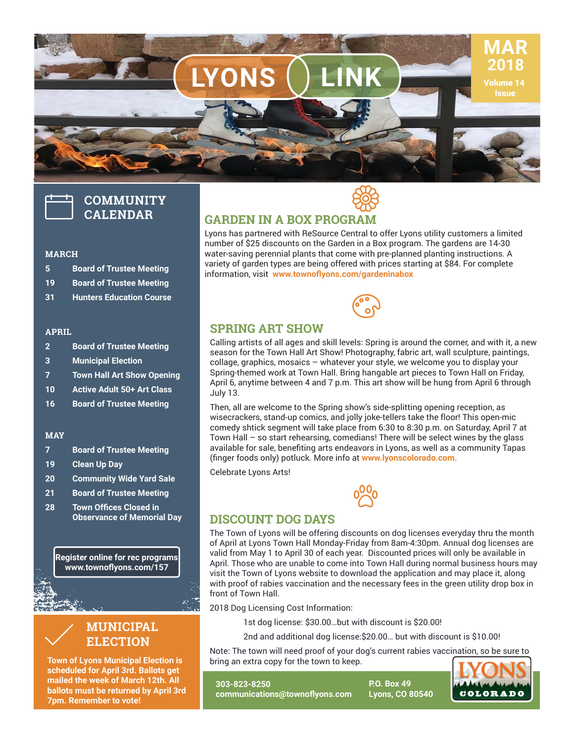# LYONS LINK

MAR 2018
Volume 14 Issue

## COMMUNITY CALENDAR

**MARCH**

- 5 — Board of Trustee Meeting
- 19 — Board of Trustee Meeting
- 31 — Hunters Education Course

**APRIL**

- 2 — Board of Trustee Meeting
- 3 — Municipal Election
- 7 — Town Hall Art Show Opening
- 10 — Active Adult 50+ Art Class
- 16 — Board of Trustee Meeting

**MAY**

- 7 — Board of Trustee Meeting
- 19 — Clean Up Day
- 20 — Community Wide Yard Sale
- 21 — Board of Trustee Meeting
- 28 — Town Offices Closed in Observance of Memorial Day

**Register online for rec programs**
**www.townoflyons.com/157**

## MUNICIPAL ELECTION

**Town of Lyons Municipal Election is scheduled for April 3rd. Ballots get mailed the week of March 12th. All ballots must be returned by April 3rd 7pm. Remember to vote!**

## GARDEN IN A BOX PROGRAM

Lyons has partnered with ReSource Central to offer Lyons utility customers a limited number of $25 discounts on the Garden in a Box program. The gardens are 14-30 water-saving perennial plants that come with pre-planned planting instructions. A variety of garden types are being offered with prices starting at $84. For complete information, visit **www.townoflyons.com/gardeninabox**

## SPRING ART SHOW

Calling artists of all ages and skill levels: Spring is around the corner, and with it, a new season for the Town Hall Art Show! Photography, fabric art, wall sculpture, paintings, collage, graphics, mosaics – whatever your style, we welcome you to display your Spring-themed work at Town Hall. Bring hangable art pieces to Town Hall on Friday, April 6, anytime between 4 and 7 p.m. This art show will be hung from April 6 through July 13.

Then, all are welcome to the Spring show's side-splitting opening reception, as wisecrackers, stand-up comics, and jolly joke-tellers take the floor! This open-mic comedy shtick segment will take place from 6:30 to 8:30 p.m. on Saturday, April 7 at Town Hall – so start rehearsing, comedians! There will be select wines by the glass available for sale, benefiting arts endeavors in Lyons, as well as a community Tapas (finger foods only) potluck. More info at **www.lyonscolorado.com.**

Celebrate Lyons Arts!

## DISCOUNT DOG DAYS

The Town of Lyons will be offering discounts on dog licenses everyday thru the month of April at Lyons Town Hall Monday-Friday from 8am-4:30pm. Annual dog licenses are valid from May 1 to April 30 of each year. Discounted prices will only be available in April. Those who are unable to come into Town Hall during normal business hours may visit the Town of Lyons website to download the application and may place it, along with proof of rabies vaccination and the necessary fees in the green utility drop box in front of Town Hall.

2018 Dog Licensing Cost Information:

1st dog license: $30.00…but with discount is $20.00!

2nd and additional dog license:$20.00… but with discount is $10.00!

Note: The town will need proof of your dog's current rabies vaccination, so be sure to bring an extra copy for the town to keep.

303-823-8250
communications@townoflyons.com

P.O. Box 49
Lyons, CO 80540

LYONS COLORADO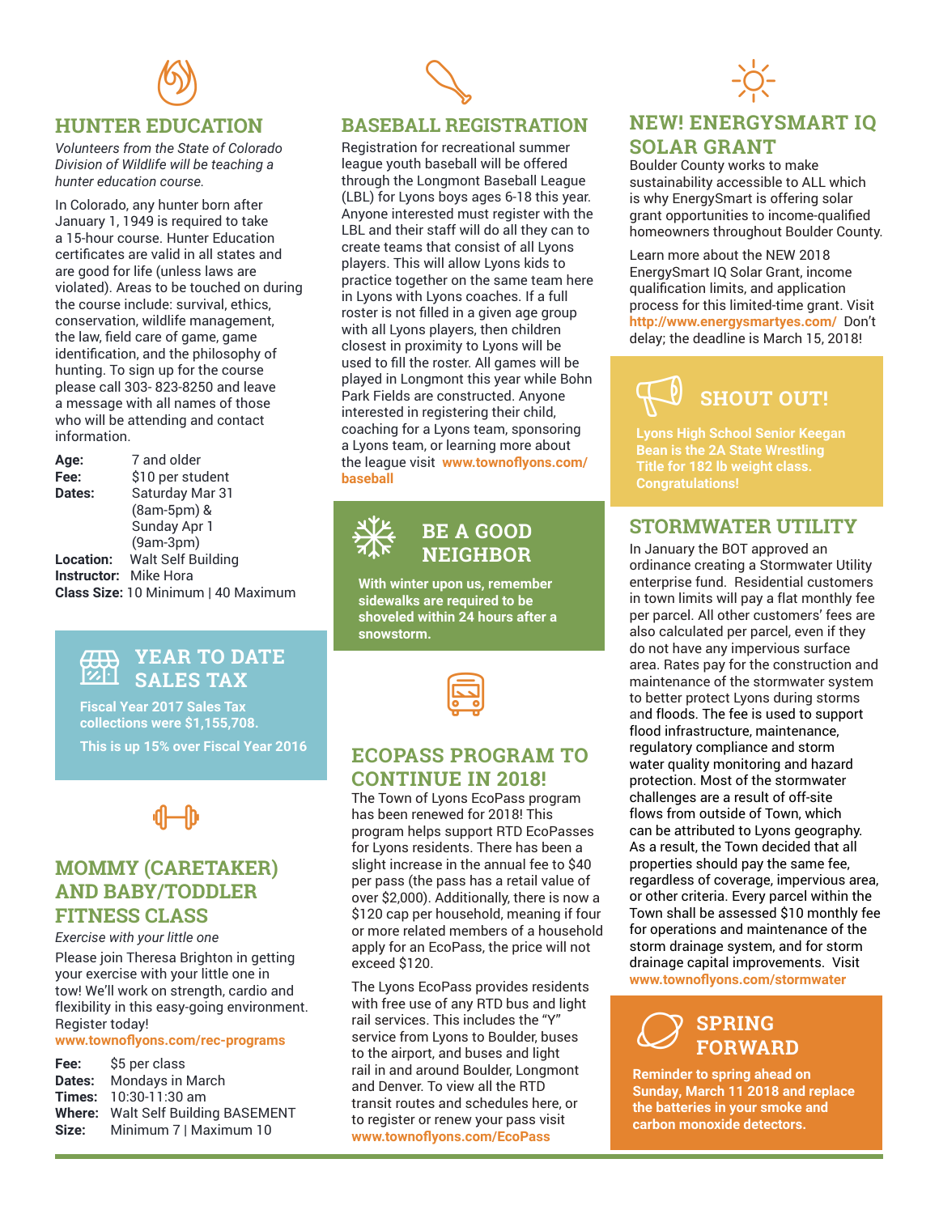## HUNTER EDUCATION

*Volunteers from the State of Colorado Division of Wildlife will be teaching a hunter education course.*

In Colorado, any hunter born after January 1, 1949 is required to take a 15-hour course. Hunter Education certificates are valid in all states and are good for life (unless laws are violated). Areas to be touched on during the course include: survival, ethics, conservation, wildlife management, the law, field care of game, game identification, and the philosophy of hunting. To sign up for the course please call 303- 823-8250 and leave a message with all names of those who will be attending and contact information.

**Age:** 7 and older
**Fee:** $10 per student
**Dates:** Saturday Mar 31 (8am-5pm) & Sunday Apr 1 (9am-3pm)
**Location:** Walt Self Building
**Instructor:** Mike Hora
**Class Size:** 10 Minimum | 40 Maximum

## YEAR TO DATE SALES TAX

**Fiscal Year 2017 Sales Tax collections were $1,155,708.**

**This is up 15% over Fiscal Year 2016**

## MOMMY (CARETAKER) AND BABY/TODDLER FITNESS CLASS

*Exercise with your little one*

Please join Theresa Brighton in getting your exercise with your little one in tow! We'll work on strength, cardio and flexibility in this easy-going environment. Register today!
**www.townoflyons.com/rec-programs**

**Fee:** $5 per class
**Dates:** Mondays in March
**Times:** 10:30-11:30 am
**Where:** Walt Self Building BASEMENT
**Size:** Minimum 7 | Maximum 10

## BASEBALL REGISTRATION

Registration for recreational summer league youth baseball will be offered through the Longmont Baseball League (LBL) for Lyons boys ages 6-18 this year. Anyone interested must register with the LBL and their staff will do all they can to create teams that consist of all Lyons players. This will allow Lyons kids to practice together on the same team here in Lyons with Lyons coaches. If a full roster is not filled in a given age group with all Lyons players, then children closest in proximity to Lyons will be used to fill the roster. All games will be played in Longmont this year while Bohn Park Fields are constructed. Anyone interested in registering their child, coaching for a Lyons team, sponsoring a Lyons team, or learning more about the league visit **www.townoflyons.com/baseball**

## BE A GOOD NEIGHBOR

**With winter upon us, remember sidewalks are required to be shoveled within 24 hours after a snowstorm.**

## ECOPASS PROGRAM TO CONTINUE IN 2018!

The Town of Lyons EcoPass program has been renewed for 2018! This program helps support RTD EcoPasses for Lyons residents. There has been a slight increase in the annual fee to $40 per pass (the pass has a retail value of over $2,000). Additionally, there is now a $120 cap per household, meaning if four or more related members of a household apply for an EcoPass, the price will not exceed $120.

The Lyons EcoPass provides residents with free use of any RTD bus and light rail services. This includes the "Y" service from Lyons to Boulder, buses to the airport, and buses and light rail in and around Boulder, Longmont and Denver. To view all the RTD transit routes and schedules here, or to register or renew your pass visit **www.townoflyons.com/EcoPass**

## NEW! ENERGYSMART IQ SOLAR GRANT

Boulder County works to make sustainability accessible to ALL which is why EnergySmart is offering solar grant opportunities to income-qualified homeowners throughout Boulder County.

Learn more about the NEW 2018 EnergySmart IQ Solar Grant, income qualification limits, and application process for this limited-time grant. Visit **http://www.energysmartyes.com/** Don't delay; the deadline is March 15, 2018!

## SHOUT OUT!

**Lyons High School Senior Keegan Bean is the 2A State Wrestling Title for 182 lb weight class. Congratulations!**

## STORMWATER UTILITY

In January the BOT approved an ordinance creating a Stormwater Utility enterprise fund. Residential customers in town limits will pay a flat monthly fee per parcel. All other customers' fees are also calculated per parcel, even if they do not have any impervious surface area. Rates pay for the construction and maintenance of the stormwater system to better protect Lyons during storms and floods. The fee is used to support flood infrastructure, maintenance, regulatory compliance and storm water quality monitoring and hazard protection. Most of the stormwater challenges are a result of off-site flows from outside of Town, which can be attributed to Lyons geography. As a result, the Town decided that all properties should pay the same fee, regardless of coverage, impervious area, or other criteria. Every parcel within the Town shall be assessed $10 monthly fee for operations and maintenance of the storm drainage system, and for storm drainage capital improvements. Visit **www.townoflyons.com/stormwater**

## SPRING FORWARD

**Reminder to spring ahead on Sunday, March 11 2018 and replace the batteries in your smoke and carbon monoxide detectors.**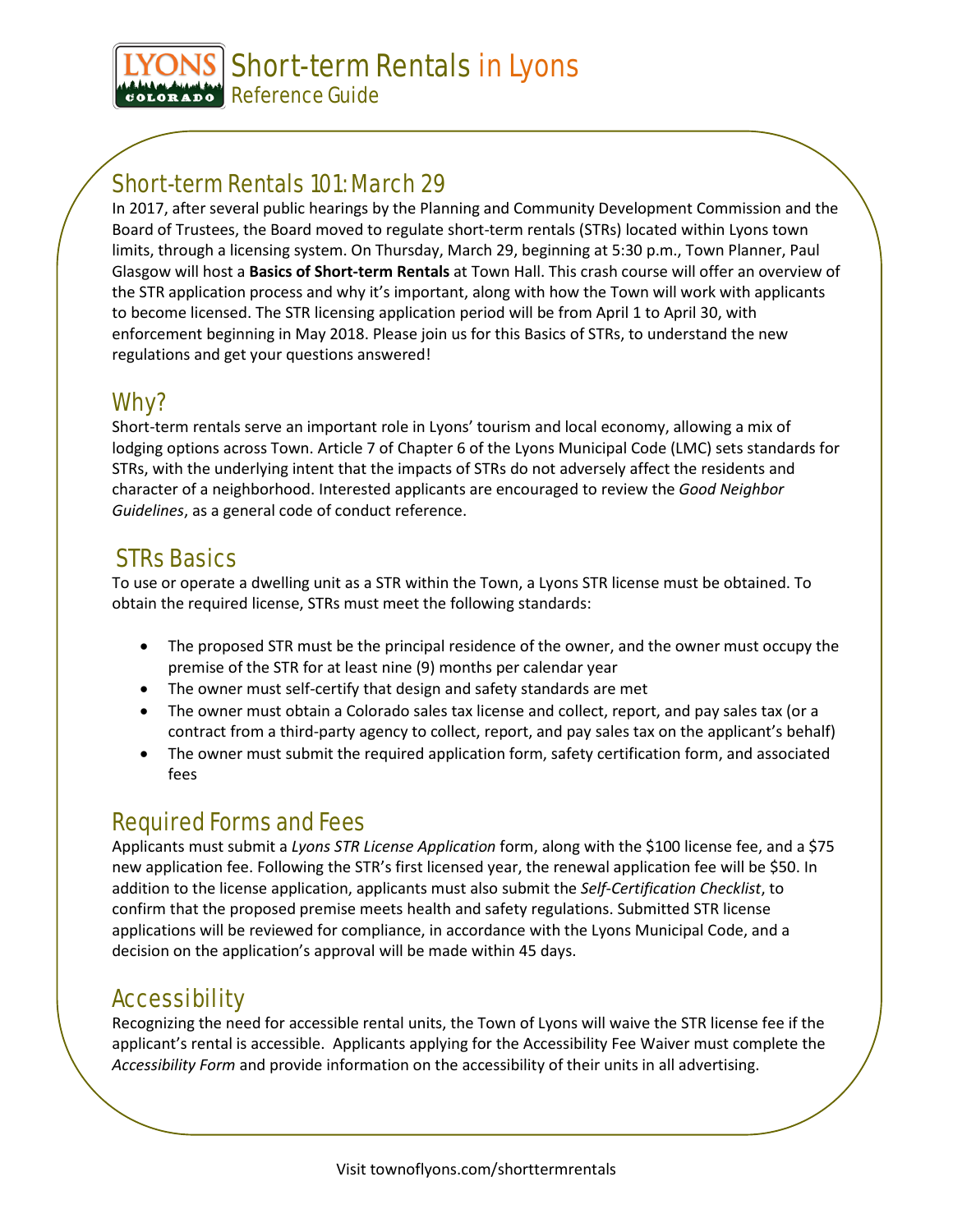# Short-term Rentals in Lyons

Reference Guide

## Short-term Rentals 101: March 29

In 2017, after several public hearings by the Planning and Community Development Commission and the Board of Trustees, the Board moved to regulate short-term rentals (STRs) located within Lyons town limits, through a licensing system. On Thursday, March 29, beginning at 5:30 p.m., Town Planner, Paul Glasgow will host a **Basics of Short-term Rentals** at Town Hall. This crash course will offer an overview of the STR application process and why it's important, along with how the Town will work with applicants to become licensed. The STR licensing application period will be from April 1 to April 30, with enforcement beginning in May 2018. Please join us for this Basics of STRs, to understand the new regulations and get your questions answered!

## Why?

Short-term rentals serve an important role in Lyons' tourism and local economy, allowing a mix of lodging options across Town. Article 7 of Chapter 6 of the Lyons Municipal Code (LMC) sets standards for STRs, with the underlying intent that the impacts of STRs do not adversely affect the residents and character of a neighborhood. Interested applicants are encouraged to review the *Good Neighbor Guidelines*, as a general code of conduct reference.

## STRs Basics

To use or operate a dwelling unit as a STR within the Town, a Lyons STR license must be obtained. To obtain the required license, STRs must meet the following standards:

- The proposed STR must be the principal residence of the owner, and the owner must occupy the premise of the STR for at least nine (9) months per calendar year
- The owner must self-certify that design and safety standards are met
- The owner must obtain a Colorado sales tax license and collect, report, and pay sales tax (or a contract from a third-party agency to collect, report, and pay sales tax on the applicant's behalf)
- The owner must submit the required application form, safety certification form, and associated fees

## Required Forms and Fees

Applicants must submit a *Lyons STR License Application* form, along with the $100 license fee, and a $75 new application fee. Following the STR's first licensed year, the renewal application fee will be $50. In addition to the license application, applicants must also submit the *Self-Certification Checklist*, to confirm that the proposed premise meets health and safety regulations. Submitted STR license applications will be reviewed for compliance, in accordance with the Lyons Municipal Code, and a decision on the application's approval will be made within 45 days.

## Accessibility

Recognizing the need for accessible rental units, the Town of Lyons will waive the STR license fee if the applicant's rental is accessible. Applicants applying for the Accessibility Fee Waiver must complete the *Accessibility Form* and provide information on the accessibility of their units in all advertising.

Visit townoflyons.com/shorttermrentals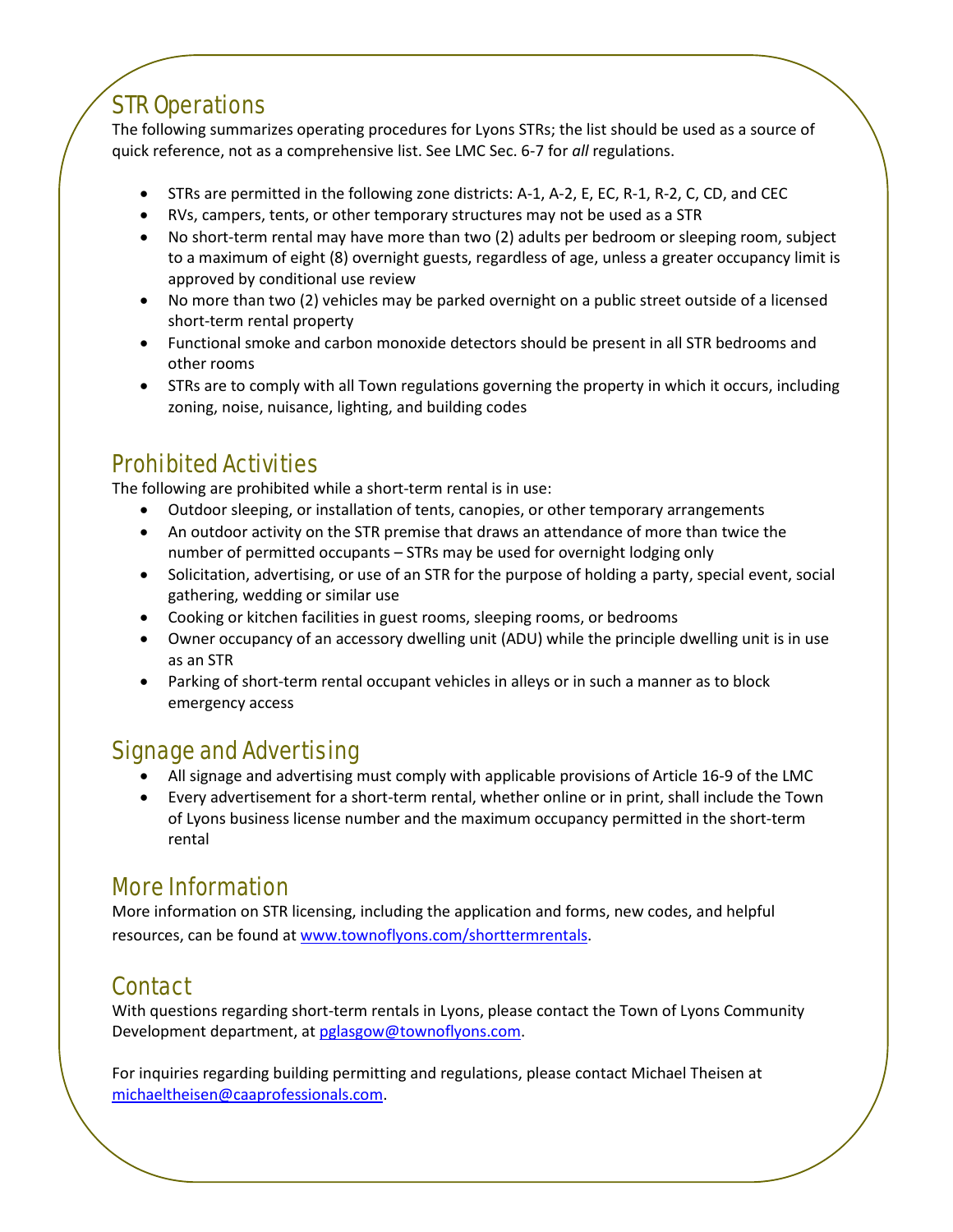## STR Operations

The following summarizes operating procedures for Lyons STRs; the list should be used as a source of quick reference, not as a comprehensive list. See LMC Sec. 6-7 for *all* regulations.

- STRs are permitted in the following zone districts: A-1, A-2, E, EC, R-1, R-2, C, CD, and CEC
- RVs, campers, tents, or other temporary structures may not be used as a STR
- No short-term rental may have more than two (2) adults per bedroom or sleeping room, subject to a maximum of eight (8) overnight guests, regardless of age, unless a greater occupancy limit is approved by conditional use review
- No more than two (2) vehicles may be parked overnight on a public street outside of a licensed short-term rental property
- Functional smoke and carbon monoxide detectors should be present in all STR bedrooms and other rooms
- STRs are to comply with all Town regulations governing the property in which it occurs, including zoning, noise, nuisance, lighting, and building codes

## Prohibited Activities

The following are prohibited while a short-term rental is in use:

- Outdoor sleeping, or installation of tents, canopies, or other temporary arrangements
- An outdoor activity on the STR premise that draws an attendance of more than twice the number of permitted occupants – STRs may be used for overnight lodging only
- Solicitation, advertising, or use of an STR for the purpose of holding a party, special event, social gathering, wedding or similar use
- Cooking or kitchen facilities in guest rooms, sleeping rooms, or bedrooms
- Owner occupancy of an accessory dwelling unit (ADU) while the principle dwelling unit is in use as an STR
- Parking of short-term rental occupant vehicles in alleys or in such a manner as to block emergency access

## Signage and Advertising

- All signage and advertising must comply with applicable provisions of Article 16-9 of the LMC
- Every advertisement for a short-term rental, whether online or in print, shall include the Town of Lyons business license number and the maximum occupancy permitted in the short-term rental

## More Information

More information on STR licensing, including the application and forms, new codes, and helpful resources, can be found at [www.townoflyons.com/shorttermrentals](http://www.townoflyons.com/shorttermrentals).

## Contact

With questions regarding short-term rentals in Lyons, please contact the Town of Lyons Community Development department, at [pglasgow@townoflyons.com](mailto:pglasgow@townoflyons.com).

For inquiries regarding building permitting and regulations, please contact Michael Theisen at [michaeltheisen@caaprofessionals.com](mailto:michaeltheisen@caaprofessionals.com).